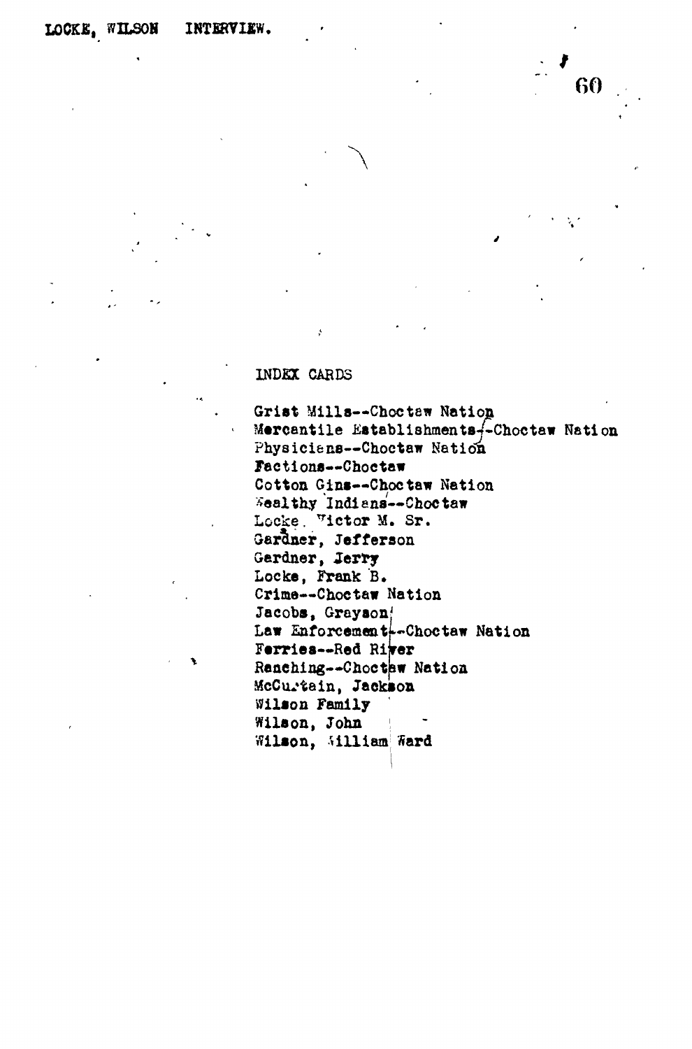INDEX CARDS

Grist Mills--Choctaw Nation
Mercantile Establishments--Choctaw Nation
Physicians--Choctaw Nation
Factions--Choctaw
Cotton Gins--Choctaw Nation
Wealthy Indians--Choctaw
Locke, Victor M. Sr.
Gardner, Jefferson
Gardner, Jerry
Locke, Frank B.
Crime--Choctaw Nation
Jacobs, Grayson
Law Enforcement--Choctaw Nation
Ferries--Red River
Ranching--Choctaw Nation
McCurtain, Jackson
Wilson Family
Wilson, John
Wilson, William Ward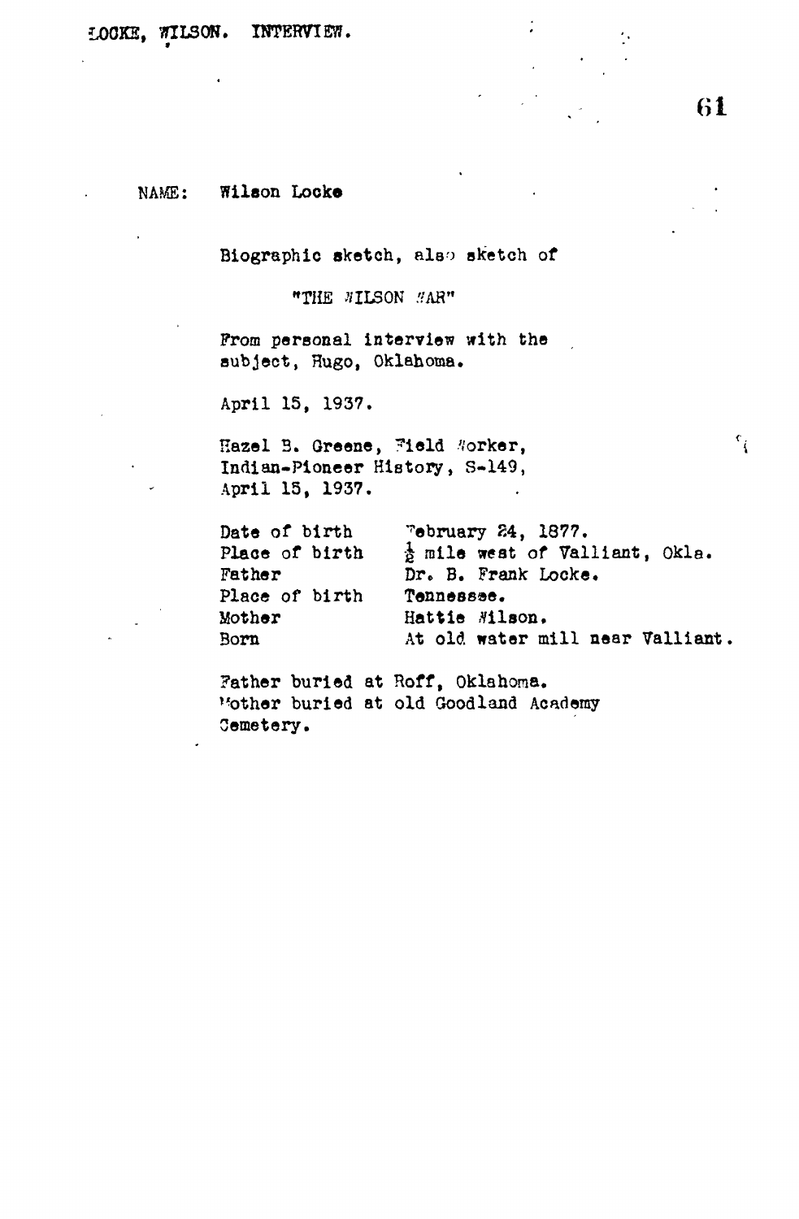NAME: Wilson Locke

Biographic sketch, also sketch of

"THE WILSON WAR"

From personal interview with the subject, Hugo, Oklahoma.

April 15, 1937.

Hazel B. Greene, Field Worker,
Indian-Pioneer History, S-149,
April 15, 1937.

| | |
|---|---|
| Date of birth | February 24, 1877. |
| Place of birth | ½ mile west of Valliant, Okla. |
| Father | Dr. B. Frank Locke. |
| Place of birth | Tennessee. |
| Mother | Hattie Wilson. |
| Born | At old water mill near Valliant. |

Father buried at Roff, Oklahoma.
Mother buried at old Goodland Academy Cemetery.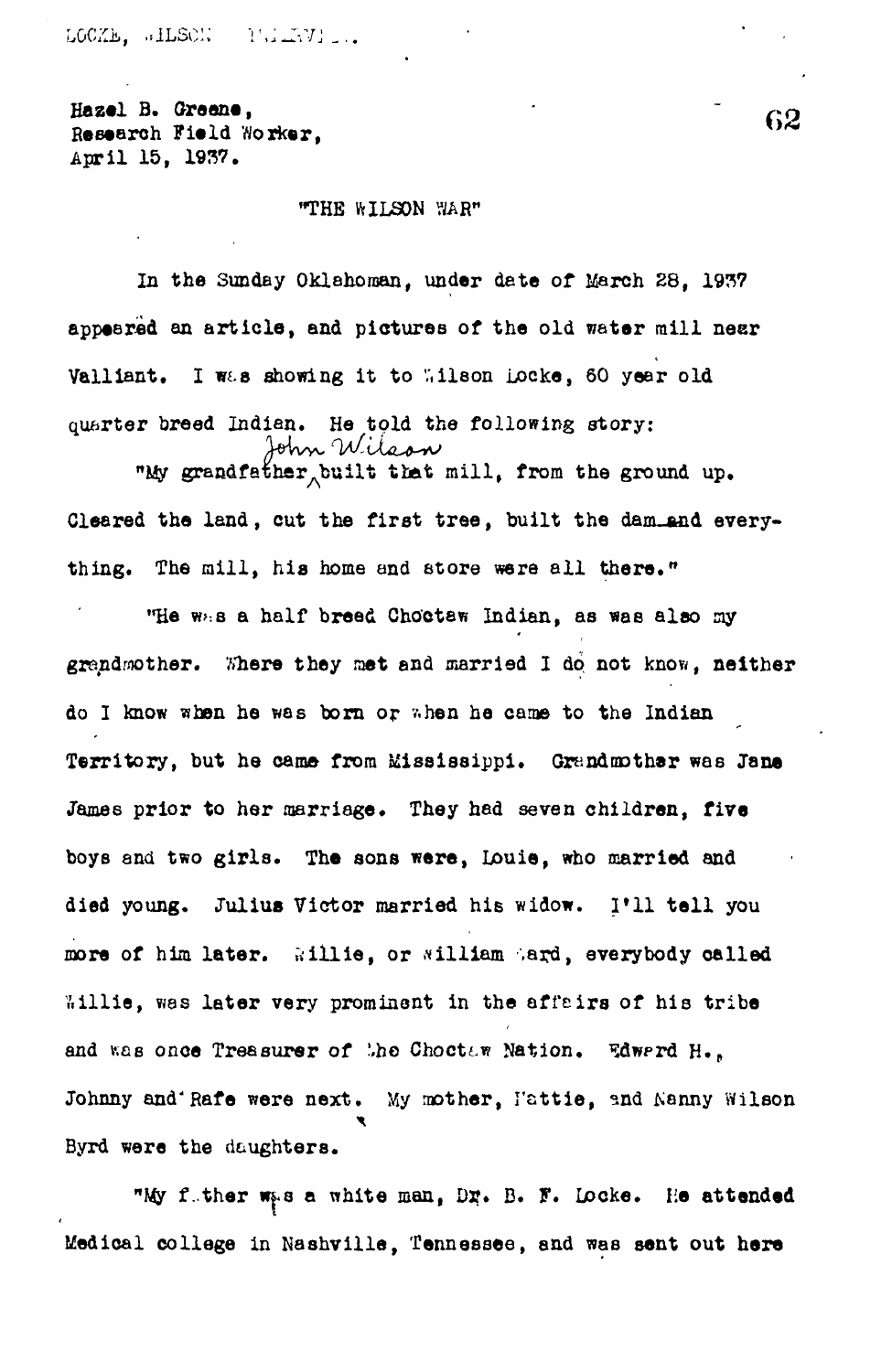Hazel B. Greene,
Research Field Worker,
April 15, 1937.

"THE WILSON WAR"

In the Sunday Oklahoman, under date of March 28, 1937 appeared an article, and pictures of the old water mill near Valliant. I was showing it to Wilson Locke, 60 year old quarter breed Indian. He told the following story:

"My grandfather John Wilson built that mill, from the ground up. Cleared the land, cut the first tree, built the dam and everything. The mill, his home and store were all there."

"He was a half breed Choctaw Indian, as was also my grandmother. Where they met and married I do not know, neither do I know when he was born or when he came to the Indian Territory, but he came from Mississippi. Grandmother was Jane James prior to her marriage. They had seven children, five boys and two girls. The sons were, Louie, who married and died young. Julius Victor married his widow. I'll tell you more of him later. Willie, or William Ward, everybody called Willie, was later very prominent in the affairs of his tribe and was once Treasurer of the Choctaw Nation. Edward H., Johnny and Rafe were next. My mother, Mattie, and Nanny Wilson Byrd were the daughters.

"My father was a white man, Dr. B. F. Locke. He attended Medical college in Nashville, Tennessee, and was sent out here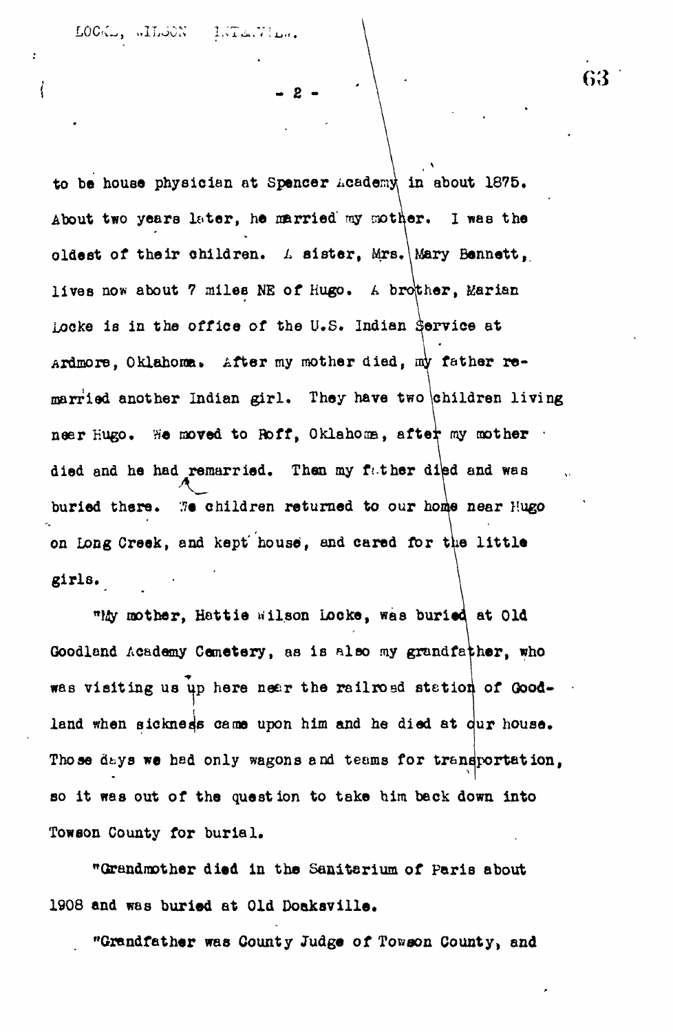to be house physician at Spencer Academy in about 1875. About two years later, he married my mother. I was the oldest of their children. A sister, Mrs. Mary Bennett, lives now about 7 miles NE of Hugo. A brother, Marian Locke is in the office of the U.S. Indian Service at Ardmore, Oklahoma. After my mother died, my father remarried another Indian girl. They have two children living near Hugo. We moved to Roff, Oklahoma, after my mother died and he had remarried. Then my father died and was buried there. We children returned to our home near Hugo on Long Creek, and kept house, and cared for the little girls.

"My mother, Hattie Wilson Locke, was buried at Old Goodland Academy Cemetery, as is also my grandfather, who was visiting us up here near the railroad station of Goodland when sickness came upon him and he died at our house. Those days we had only wagons and teams for transportation, so it was out of the question to take him back down into Towson County for burial.

"Grandmother died in the Sanitarium of Paris about 1908 and was buried at Old Doaksville.

"Grandfather was County Judge of Towson County, and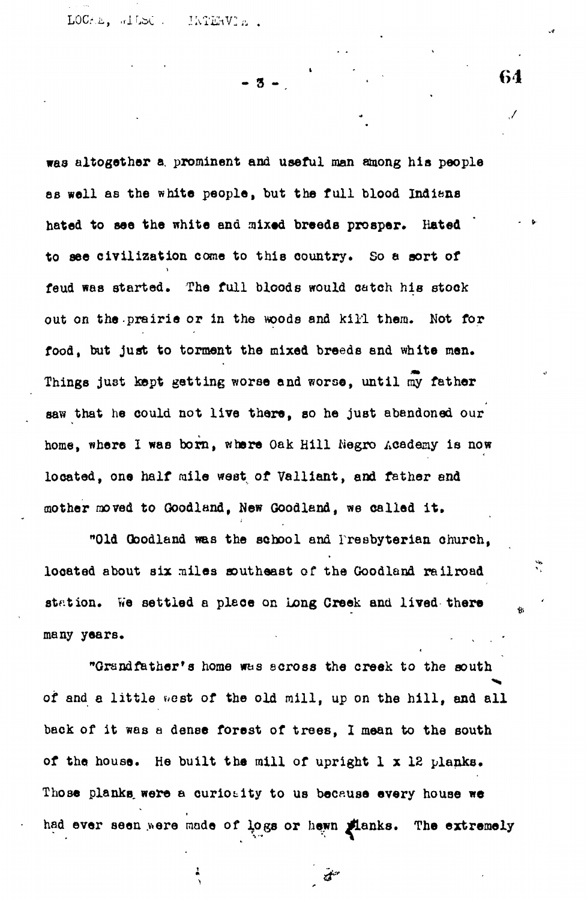was altogether a prominent and useful man among his people as well as the white people, but the full blood Indians hated to see the white and mixed breeds prosper. Hated to see civilization come to this country. So a sort of feud was started. The full bloods would catch his stock out on the prairie or in the woods and kill them. Not for food, but just to torment the mixed breeds and white men. Things just kept getting worse and worse, until my father saw that he could not live there, so he just abandoned our home, where I was born, where Oak Hill Negro Academy is now located, one half mile west of Valliant, and father and mother moved to Goodland, New Goodland, we called it.

"Old Goodland was the school and Presbyterian church, located about six miles southeast of the Goodland railroad station. We settled a place on Long Creek and lived there many years.

"Grandfather's home was across the creek to the south of and a little west of the old mill, up on the hill, and all back of it was a dense forest of trees, I mean to the south of the house. He built the mill of upright 1 x 12 planks. Those planks were a curiosity to us because every house we had ever seen were made of logs or hewn planks. The extremely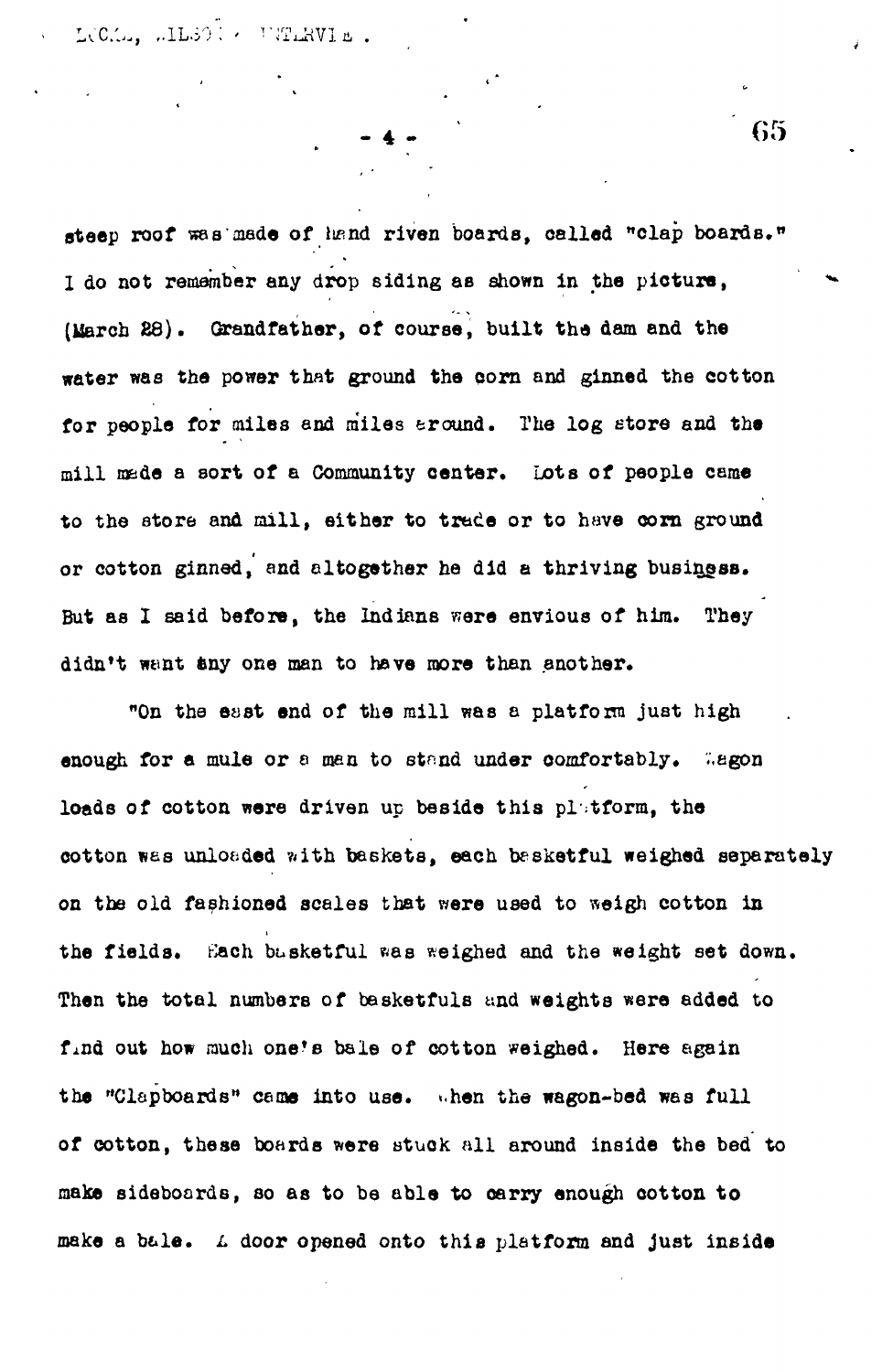steep roof was made of hand riven boards, called "clap boards." I do not remember any drop siding as shown in the picture, (March 28). Grandfather, of course, built the dam and the water was the power that ground the corn and ginned the cotton for people for miles and miles around. The log store and the mill made a sort of a Community center. Lots of people came to the store and mill, either to trade or to have corn ground or cotton ginned, and altogether he did a thriving business. But as I said before, the Indians were envious of him. They didn't want any one man to have more than another.

"On the east end of the mill was a platform just high enough for a mule or a man to stand under comfortably. Wagon loads of cotton were driven up beside this platform, the cotton was unloaded with baskets, each basketful weighed separately on the old fashioned scales that were used to weigh cotton in the fields. Each basketful was weighed and the weight set down. Then the total numbers of basketfuls and weights were added to find out how much one's bale of cotton weighed. Here again the "Clapboards" came into use. When the wagon-bed was full of cotton, these boards were stuck all around inside the bed to make sideboards, so as to be able to carry enough cotton to make a bale. A door opened onto this platform and just inside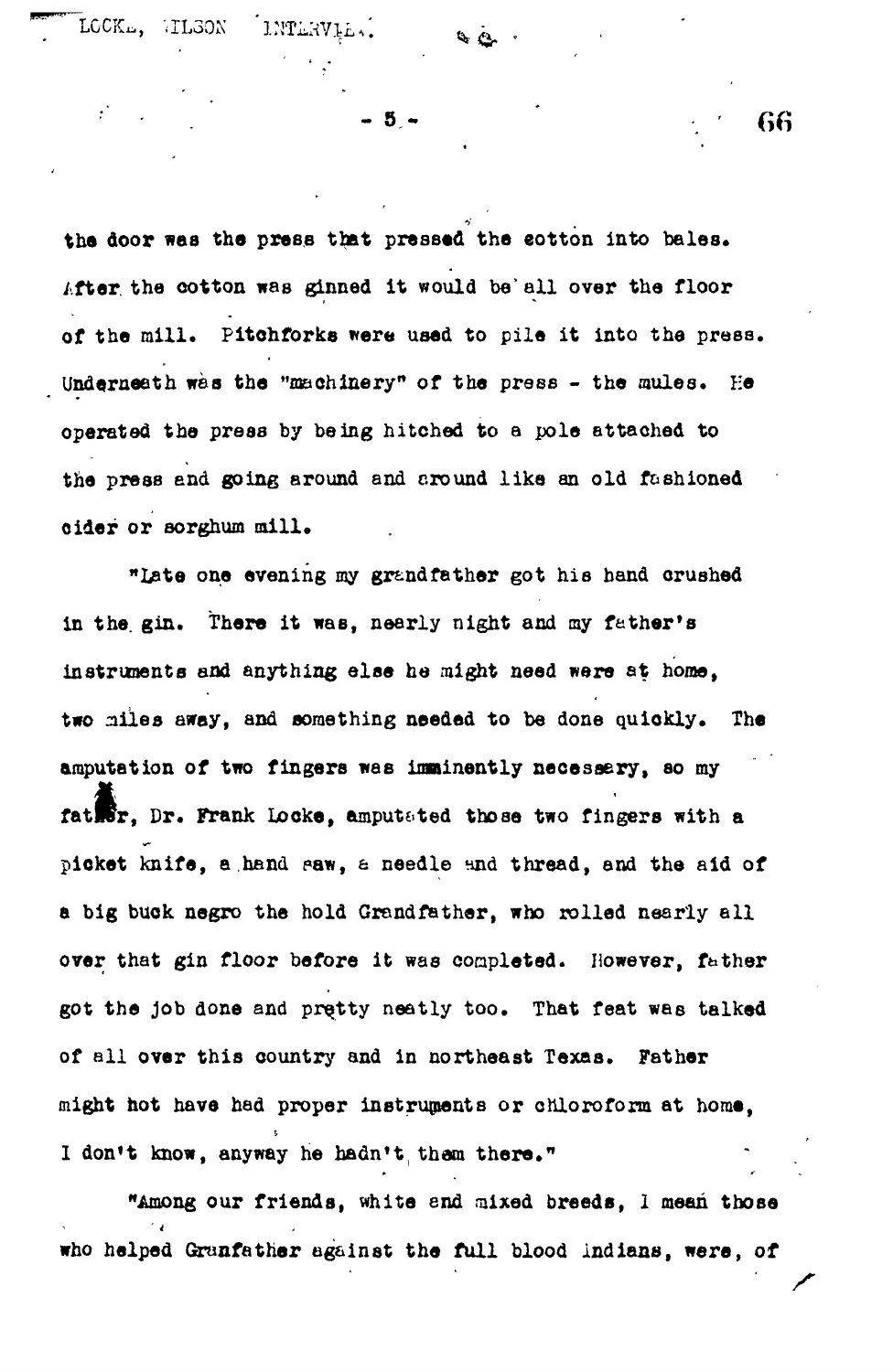the door was the press that pressed the cotton into bales. After the cotton was ginned it would be all over the floor of the mill. Pitchforks were used to pile it into the press. Underneath was the "machinery" of the press - the mules. He operated the press by being hitched to a pole attached to the press and going around and around like an old fashioned cider or sorghum mill.

"Late one evening my grandfather got his hand crushed in the gin. There it was, nearly night and my father's instruments and anything else he might need were at home, two miles away, and something needed to be done quickly. The amputation of two fingers was imminently necessary, so my father, Dr. Frank Locke, amputated those two fingers with a pocket knife, a hand saw, a needle and thread, and the aid of a big buck negro the hold Grandfather, who rolled nearly all over that gin floor before it was completed. However, father got the job done and pretty neatly too. That feat was talked of all over this country and in northeast Texas. Father might not have had proper instruments or chloroform at home, I don't know, anyway he hadn't them there."

"Among our friends, white and mixed breeds, I mean those who helped Granfather against the full blood Indians, were, of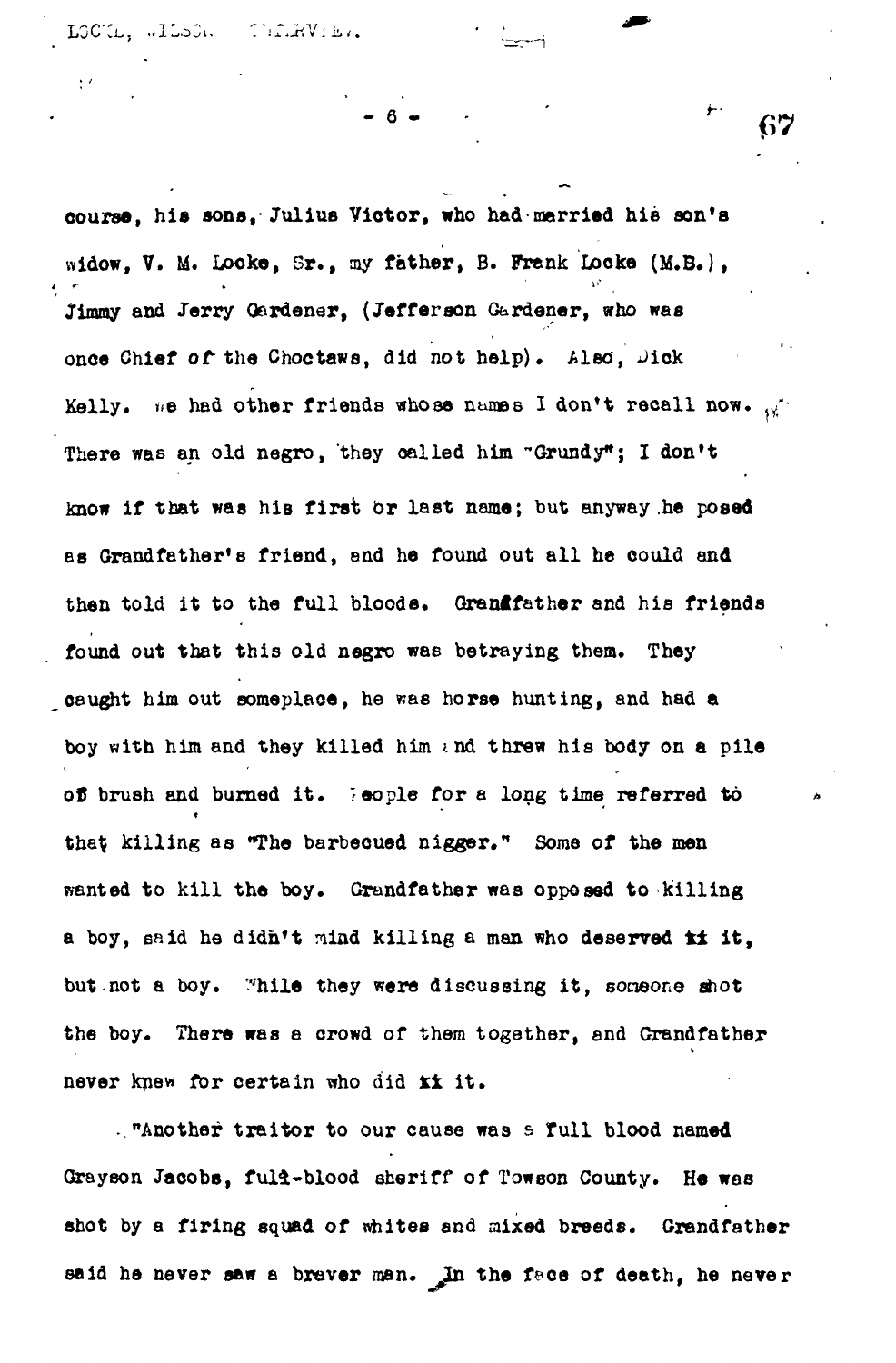course, his sons, Julius Victor, who had married his son's widow, V. M. Locke, Sr., my father, B. Frank Locke (M.B.), Jimmy and Jerry Gardener, (Jefferson Gardener, who was once Chief of the Choctaws, did not help). Also, Dick Kelly. We had other friends whose names I don't recall now. There was an old negro, they called him "Grundy"; I don't know if that was his first or last name; but anyway he posed as Grandfather's friend, and he found out all he could and then told it to the full bloods. Grandfather and his friends found out that this old negro was betraying them. They caught him out someplace, he was horse hunting, and had a boy with him and they killed him and threw his body on a pile of brush and burned it. People for a long time referred to that killing as "The barbecued nigger." Some of the men wanted to kill the boy. Grandfather was opposed to killing a boy, said he didn't mind killing a man who deserved it, but not a boy. While they were discussing it, someone shot the boy. There was a crowd of them together, and Grandfather never knew for certain who did it.

"Another traitor to our cause was a full blood named Grayson Jacobs, full-blood sheriff of Towson County. He was shot by a firing squad of whites and mixed breeds. Grandfather said he never saw a braver man. In the face of death, he never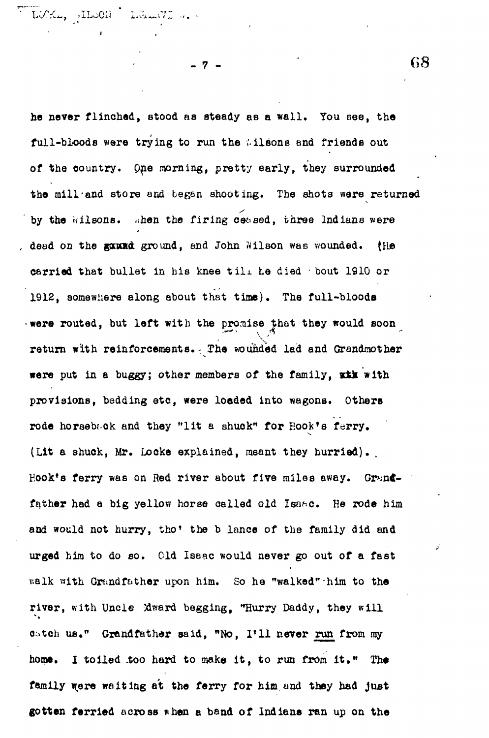he never flinched, stood as steady as a wall. You see, the full-bloods were trying to run the Wilsons and friends out of the country. One morning, pretty early, they surrounded the mill and store and began shooting. The shots were returned by the Wilsons. When the firing ceased, three Indians were dead on the ground, and John Wilson was wounded. (He carried that bullet in his knee till he died 'bout 1910 or 1912, somewhere along about that time). The full-bloods were routed, but left with the promise that they would soon return with reinforcements. The wounded lad and Grandmother were put in a buggy; other members of the family, with provisions, bedding etc, were loaded into wagons. Others rode horseback and they "lit a shuck" for Hook's ferry. (Lit a shuck, Mr. Locke explained, meant they hurried). Hook's ferry was on Red river about five miles away. Grandfather had a big yellow horse called old Isaac. He rode him and would not hurry, tho' the balance of the family did and urged him to do so. Old Isaac would never go out of a fast walk with Grandfather upon him. So he "walked" him to the river, with Uncle Edward begging, "Hurry Daddy, they will catch us." Grandfather said, "No, I'll never run from my home. I toiled too hard to make it, to run from it." The family were waiting at the ferry for him and they had just gotten ferried across when a band of Indians ran up on the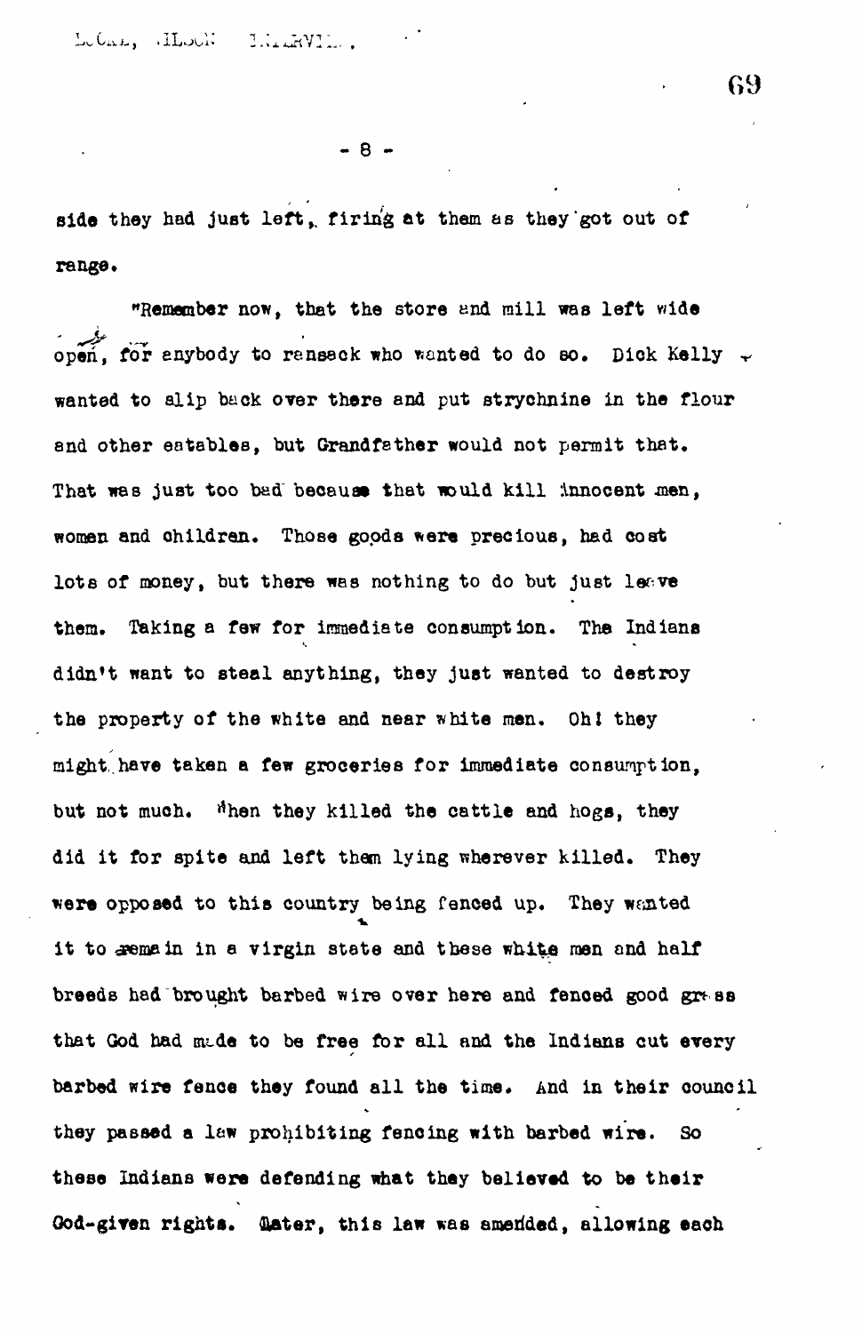side they had just left, firing at them as they got out of range.

"Remember now, that the store and mill was left wide open, for anybody to ransack who wanted to do so. Dick Kelly wanted to slip back over there and put strychnine in the flour and other eatables, but Grandfather would not permit that. That was just too bad because that would kill innocent men, women and children. Those goods were precious, had cost lots of money, but there was nothing to do but just leave them. Taking a few for immediate consumption. The Indians didn't want to steal anything, they just wanted to destroy the property of the white and near white men. Oh! they might have taken a few groceries for immediate consumption, but not much. When they killed the cattle and hogs, they did it for spite and left them lying wherever killed. They were opposed to this country being fenced up. They wanted it to remain in a virgin state and these white men and half breeds had brought barbed wire over here and fenced good grass that God had made to be free for all and the Indians cut every barbed wire fence they found all the time. And in their council they passed a law prohibiting fencing with barbed wire. So these Indians were defending what they believed to be their God-given rights. Later, this law was amended, allowing each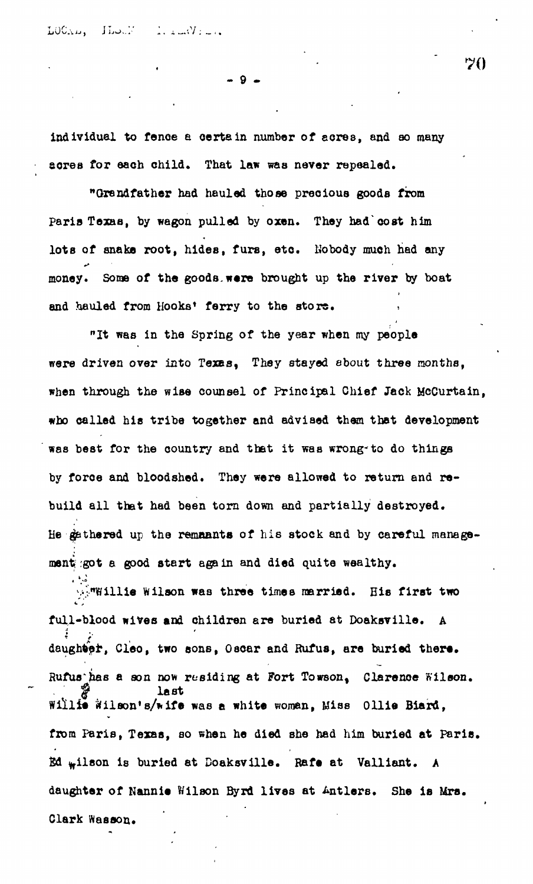individual to fence a certain number of acres, and so many acres for each child. That law was never repealed.

"Grandfather had hauled those precious goods from Paris Texas, by wagon pulled by oxen. They had cost him lots of snake root, hides, furs, etc. Nobody much had any money. Some of the goods were brought up the river by boat and hauled from Hooks' ferry to the store.

"It was in the Spring of the year when my people were driven over into Texas, They stayed about three months, when through the wise counsel of Principal Chief Jack McCurtain, who called his tribe together and advised them that development was best for the country and that it was wrong to do things by force and bloodshed. They were allowed to return and rebuild all that had been torn down and partially destroyed. He gathered up the remnants of his stock and by careful management got a good start again and died quite wealthy.

"Willie Wilson was three times married. His first two full-blood wives and children are buried at Doaksville. A daughter, Cleo, two sons, Oscar and Rufus, are buried there. Rufus has a son now residing at Fort Towson, Clarence Wilson. Willie Wilson's last wife was a white woman, Miss Ollie Biard, from Paris, Texas, so when he died she had him buried at Paris. Ed Wilson is buried at Doaksville. Rafe at Valliant. A daughter of Nannie Wilson Byrd lives at Antlers. She is Mrs. Clark Wasson.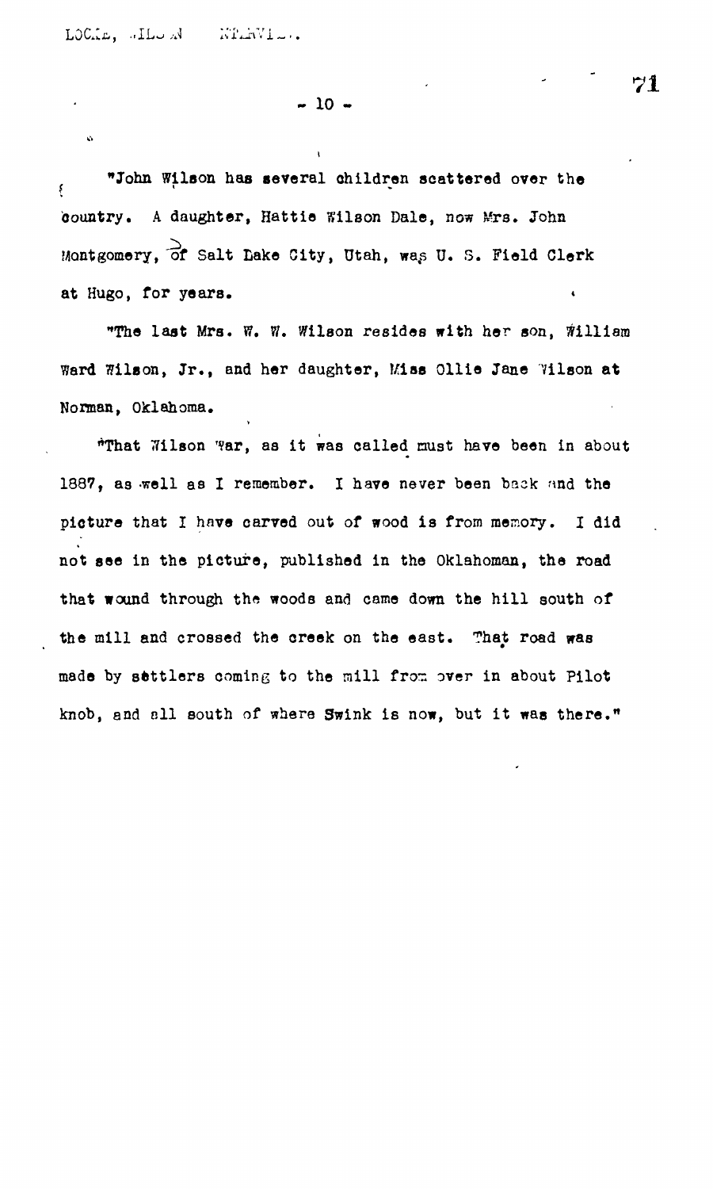"John Wilson has several children scattered over the country. A daughter, Hattie Wilson Dale, now Mrs. John Montgomery, of Salt Lake City, Utah, was U. S. Field Clerk at Hugo, for years.

"The last Mrs. W. W. Wilson resides with her son, William Ward Wilson, Jr., and her daughter, Miss Ollie Jane Wilson at Norman, Oklahoma.

"That Wilson War, as it was called must have been in about 1887, as well as I remember. I have never been back and the picture that I have carved out of wood is from memory. I did not see in the picture, published in the Oklahoman, the road that wound through the woods and came down the hill south of the mill and crossed the creek on the east. That road was made by settlers coming to the mill from over in about Pilot knob, and all south of where Swink is now, but it was there."